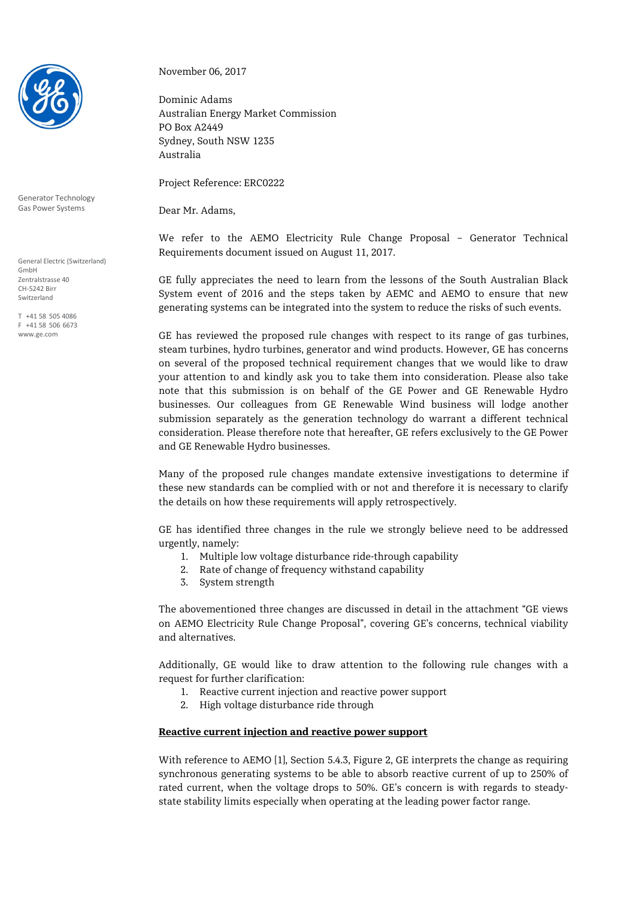Generator Technology
Gas Power Systems

General Electric (Switzerland) GmbH
Zentralstrasse 40
CH-5242 Birr
Switzerland

T +41 58 505 4086
F +41 58 506 6673
www.ge.com

November 06, 2017

Dominic Adams
Australian Energy Market Commission
PO Box A2449
Sydney, South NSW 1235
Australia

Project Reference: ERC0222

Dear Mr. Adams,

We refer to the AEMO Electricity Rule Change Proposal – Generator Technical Requirements document issued on August 11, 2017.

GE fully appreciates the need to learn from the lessons of the South Australian Black System event of 2016 and the steps taken by AEMC and AEMO to ensure that new generating systems can be integrated into the system to reduce the risks of such events.

GE has reviewed the proposed rule changes with respect to its range of gas turbines, steam turbines, hydro turbines, generator and wind products. However, GE has concerns on several of the proposed technical requirement changes that we would like to draw your attention to and kindly ask you to take them into consideration. Please also take note that this submission is on behalf of the GE Power and GE Renewable Hydro businesses. Our colleagues from GE Renewable Wind business will lodge another submission separately as the generation technology do warrant a different technical consideration. Please therefore note that hereafter, GE refers exclusively to the GE Power and GE Renewable Hydro businesses.

Many of the proposed rule changes mandate extensive investigations to determine if these new standards can be complied with or not and therefore it is necessary to clarify the details on how these requirements will apply retrospectively.

GE has identified three changes in the rule we strongly believe need to be addressed urgently, namely:

1. Multiple low voltage disturbance ride-through capability
2. Rate of change of frequency withstand capability
3. System strength

The abovementioned three changes are discussed in detail in the attachment “GE views on AEMO Electricity Rule Change Proposal”, covering GE’s concerns, technical viability and alternatives.

Additionally, GE would like to draw attention to the following rule changes with a request for further clarification:

1. Reactive current injection and reactive power support
2. High voltage disturbance ride through

**Reactive current injection and reactive power support**

With reference to AEMO [1], Section 5.4.3, Figure 2, GE interprets the change as requiring synchronous generating systems to be able to absorb reactive current of up to 250% of rated current, when the voltage drops to 50%. GE’s concern is with regards to steady-state stability limits especially when operating at the leading power factor range.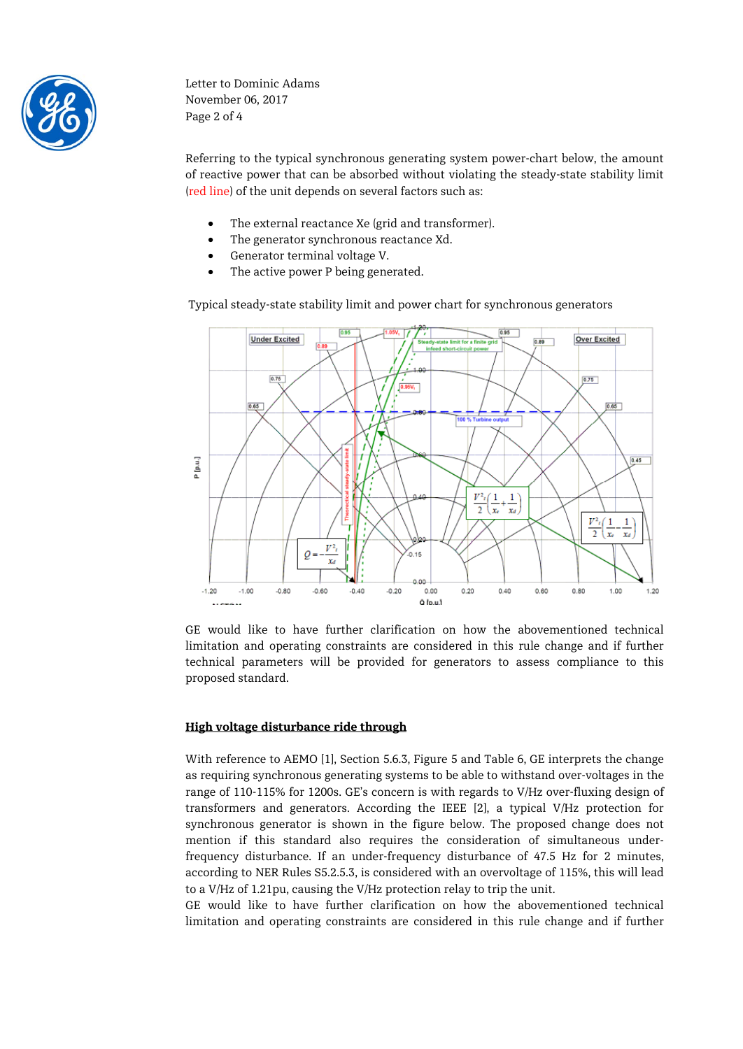Referring to the typical synchronous generating system power-chart below, the amount of reactive power that can be absorbed without violating the steady-state stability limit (red line) of the unit depends on several factors such as:

- The external reactance Xe (grid and transformer).
- The generator synchronous reactance Xd.
- Generator terminal voltage V.
- The active power P being generated.

Typical steady-state stability limit and power chart for synchronous generators

GE would like to have further clarification on how the abovementioned technical limitation and operating constraints are considered in this rule change and if further technical parameters will be provided for generators to assess compliance to this proposed standard.

## High voltage disturbance ride through

With reference to AEMO [1], Section 5.6.3, Figure 5 and Table 6, GE interprets the change as requiring synchronous generating systems to be able to withstand over-voltages in the range of 110-115% for 1200s. GE's concern is with regards to V/Hz over-fluxing design of transformers and generators. According the IEEE [2], a typical V/Hz protection for synchronous generator is shown in the figure below. The proposed change does not mention if this standard also requires the consideration of simultaneous under-frequency disturbance. If an under-frequency disturbance of 47.5 Hz for 2 minutes, according to NER Rules S5.2.5.3, is considered with an overvoltage of 115%, this will lead to a V/Hz of 1.21pu, causing the V/Hz protection relay to trip the unit.

GE would like to have further clarification on how the abovementioned technical limitation and operating constraints are considered in this rule change and if further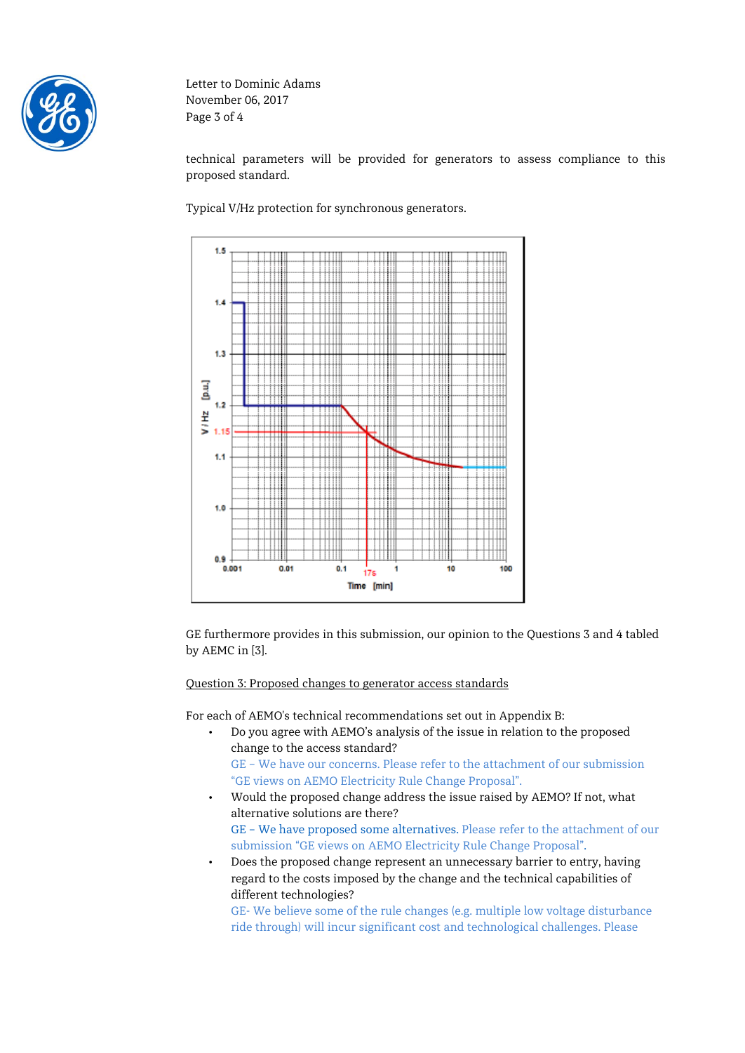technical parameters will be provided for generators to assess compliance to this proposed standard.

Typical V/Hz protection for synchronous generators.

GE furthermore provides in this submission, our opinion to the Questions 3 and 4 tabled by AEMC in [3].

Question 3: Proposed changes to generator access standards

For each of AEMO's technical recommendations set out in Appendix B:

- Do you agree with AEMO's analysis of the issue in relation to the proposed change to the access standard?
  GE – We have our concerns. Please refer to the attachment of our submission "GE views on AEMO Electricity Rule Change Proposal".
- Would the proposed change address the issue raised by AEMO? If not, what alternative solutions are there?
  GE – We have proposed some alternatives. Please refer to the attachment of our submission "GE views on AEMO Electricity Rule Change Proposal".
- Does the proposed change represent an unnecessary barrier to entry, having regard to the costs imposed by the change and the technical capabilities of different technologies?
  GE- We believe some of the rule changes (e.g. multiple low voltage disturbance ride through) will incur significant cost and technological challenges. Please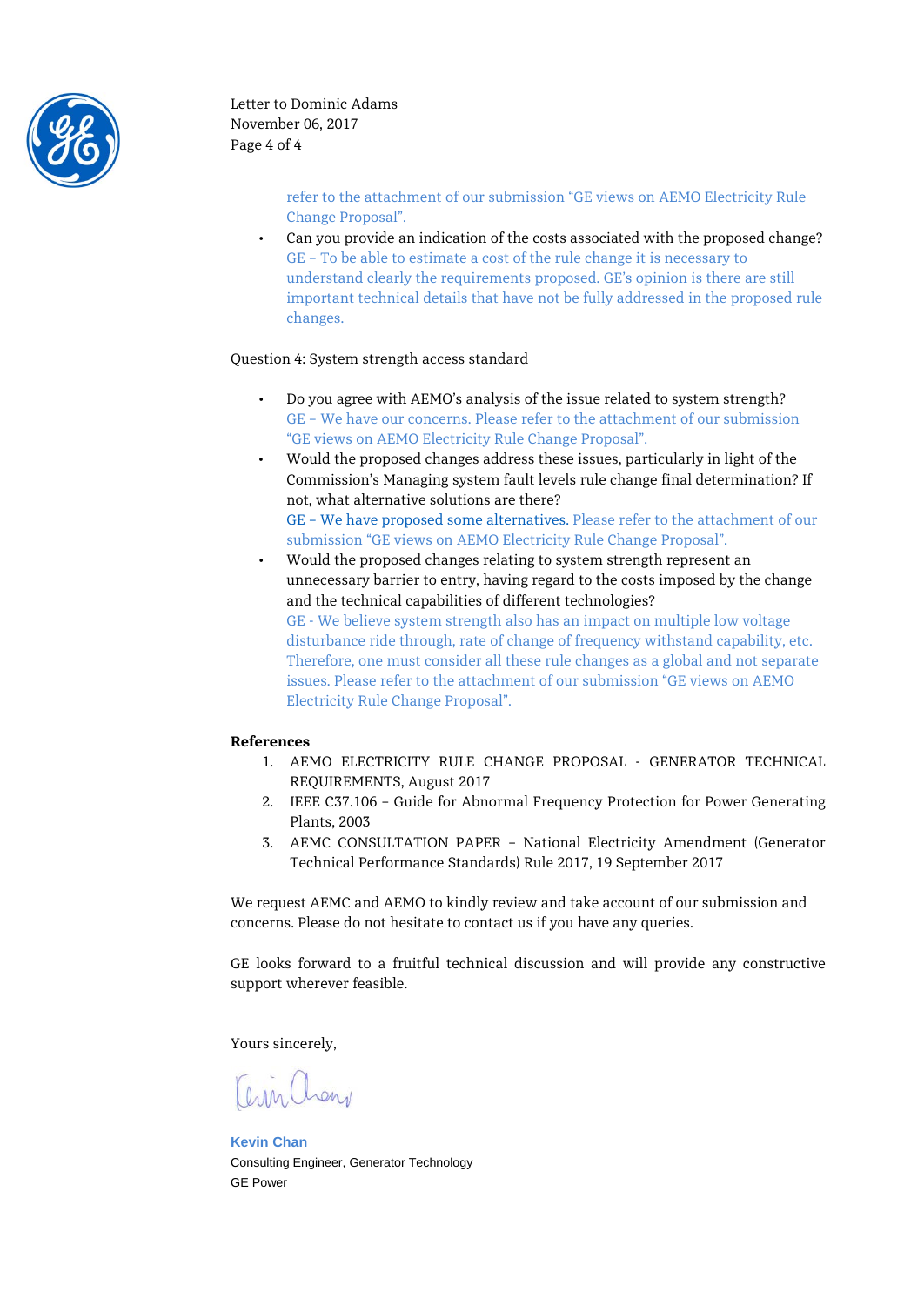refer to the attachment of our submission "GE views on AEMO Electricity Rule Change Proposal".

- Can you provide an indication of the costs associated with the proposed change?
  GE – To be able to estimate a cost of the rule change it is necessary to understand clearly the requirements proposed. GE's opinion is there are still important technical details that have not be fully addressed in the proposed rule changes.

Question 4: System strength access standard

- Do you agree with AEMO's analysis of the issue related to system strength?
  GE – We have our concerns. Please refer to the attachment of our submission "GE views on AEMO Electricity Rule Change Proposal".
- Would the proposed changes address these issues, particularly in light of the Commission's Managing system fault levels rule change final determination? If not, what alternative solutions are there?
  GE – We have proposed some alternatives. Please refer to the attachment of our submission "GE views on AEMO Electricity Rule Change Proposal".
- Would the proposed changes relating to system strength represent an unnecessary barrier to entry, having regard to the costs imposed by the change and the technical capabilities of different technologies?
  GE - We believe system strength also has an impact on multiple low voltage disturbance ride through, rate of change of frequency withstand capability, etc. Therefore, one must consider all these rule changes as a global and not separate issues. Please refer to the attachment of our submission "GE views on AEMO Electricity Rule Change Proposal".

**References**

1. AEMO ELECTRICITY RULE CHANGE PROPOSAL - GENERATOR TECHNICAL REQUIREMENTS, August 2017
2. IEEE C37.106 – Guide for Abnormal Frequency Protection for Power Generating Plants, 2003
3. AEMC CONSULTATION PAPER – National Electricity Amendment (Generator Technical Performance Standards) Rule 2017, 19 September 2017

We request AEMC and AEMO to kindly review and take account of our submission and concerns. Please do not hesitate to contact us if you have any queries.

GE looks forward to a fruitful technical discussion and will provide any constructive support wherever feasible.

Yours sincerely,

**Kevin Chan**
Consulting Engineer, Generator Technology
GE Power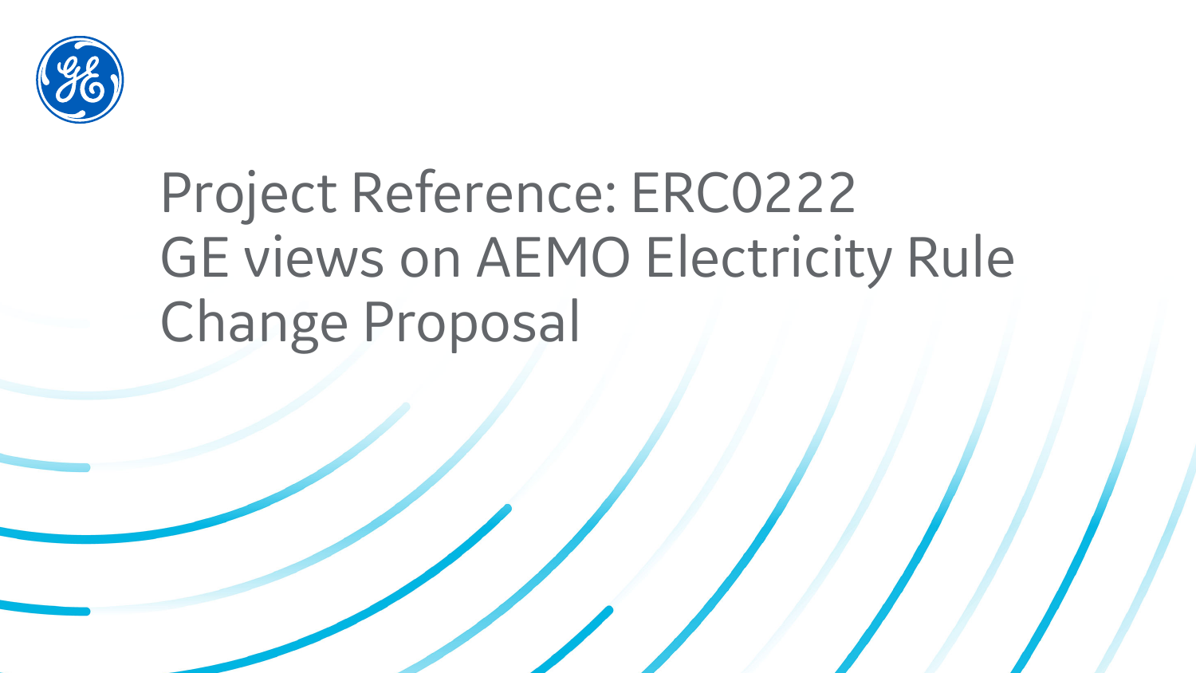# Project Reference: ERC0222 GE views on AEMO Electricity Rule Change Proposal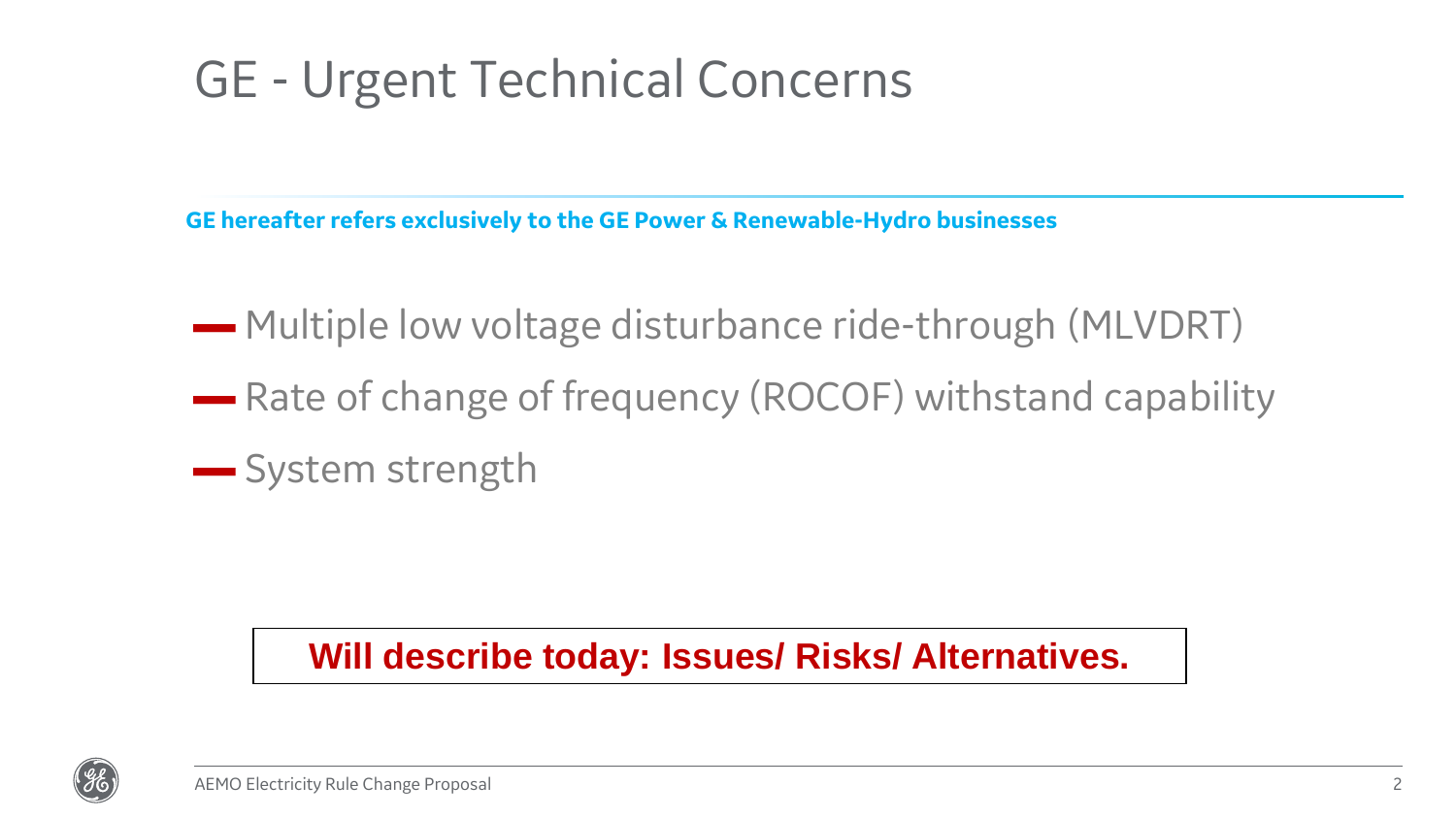# GE - Urgent Technical Concerns

**GE hereafter refers exclusively to the GE Power & Renewable-Hydro businesses**

- Multiple low voltage disturbance ride-through (MLVDRT)
- Rate of change of frequency (ROCOF) withstand capability
- System strength

**Will describe today: Issues/ Risks/ Alternatives.**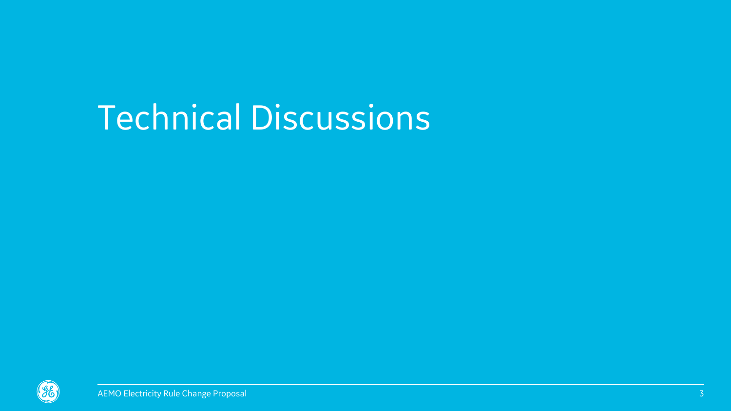# Technical Discussions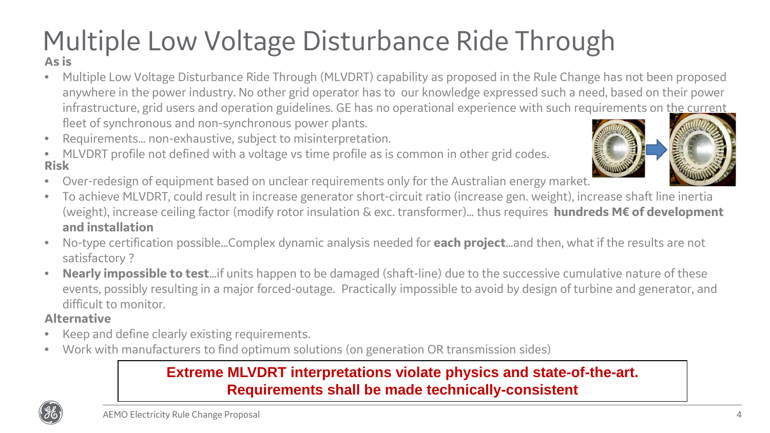# Multiple Low Voltage Disturbance Ride Through

**As is**

- Multiple Low Voltage Disturbance Ride Through (MLVDRT) capability as proposed in the Rule Change has not been proposed anywhere in the power industry. No other grid operator has to our knowledge expressed such a need, based on their power infrastructure, grid users and operation guidelines. GE has no operational experience with such requirements on the current fleet of synchronous and non-synchronous power plants.
- Requirements… non-exhaustive, subject to misinterpretation.
- MLVDRT profile not defined with a voltage vs time profile as is common in other grid codes.

**Risk**

- Over-redesign of equipment based on unclear requirements only for the Australian energy market.
- To achieve MLVDRT, could result in increase generator short-circuit ratio (increase gen. weight), increase shaft line inertia (weight), increase ceiling factor (modify rotor insulation & exc. transformer)… thus requires **hundreds M€ of development and installation**
- No-type certification possible…Complex dynamic analysis needed for **each project**…and then, what if the results are not satisfactory ?
- **Nearly impossible to test**…if units happen to be damaged (shaft-line) due to the successive cumulative nature of these events, possibly resulting in a major forced-outage. Practically impossible to avoid by design of turbine and generator, and difficult to monitor.

**Alternative**

- Keep and define clearly existing requirements.
- Work with manufacturers to find optimum solutions (on generation OR transmission sides)

**Extreme MLVDRT interpretations violate physics and state-of-the-art. Requirements shall be made technically-consistent**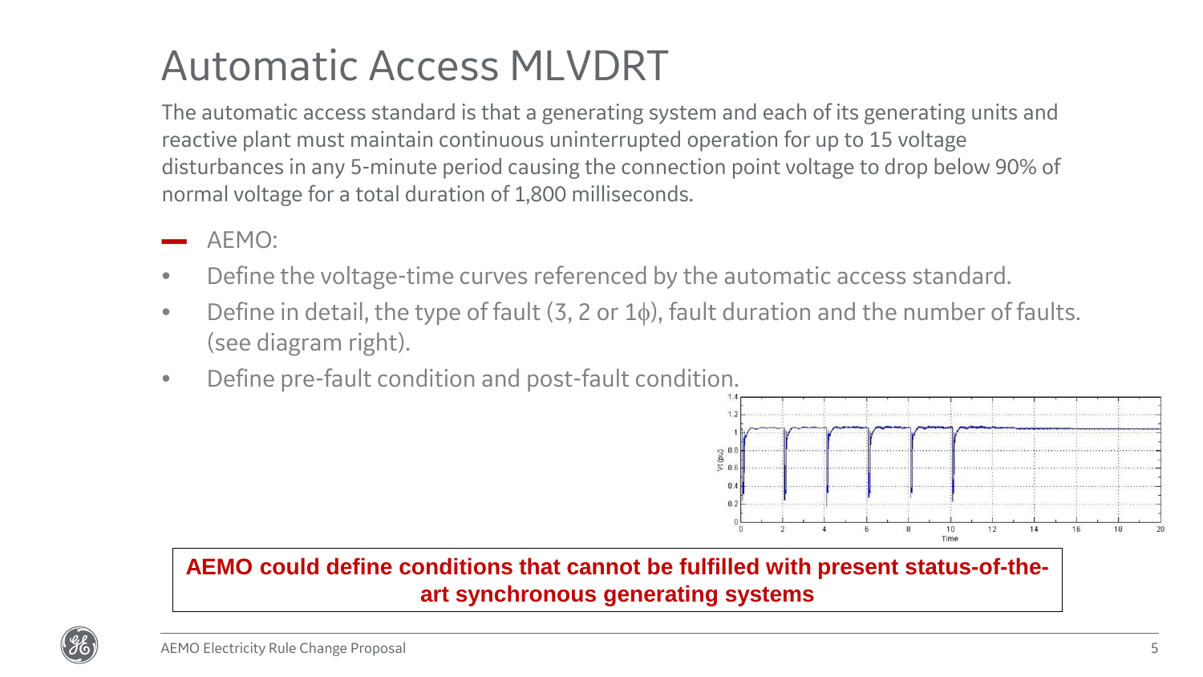# Automatic Access MLVDRT

The automatic access standard is that a generating system and each of its generating units and reactive plant must maintain continuous uninterrupted operation for up to 15 voltage disturbances in any 5-minute period causing the connection point voltage to drop below 90% of normal voltage for a total duration of 1,800 milliseconds.

- AEMO:
  - Define the voltage-time curves referenced by the automatic access standard.
  - Define in detail, the type of fault (3, 2 or 1ϕ), fault duration and the number of faults. (see diagram right).
  - Define pre-fault condition and post-fault condition.

**AEMO could define conditions that cannot be fulfilled with present status-of-the-art synchronous generating systems**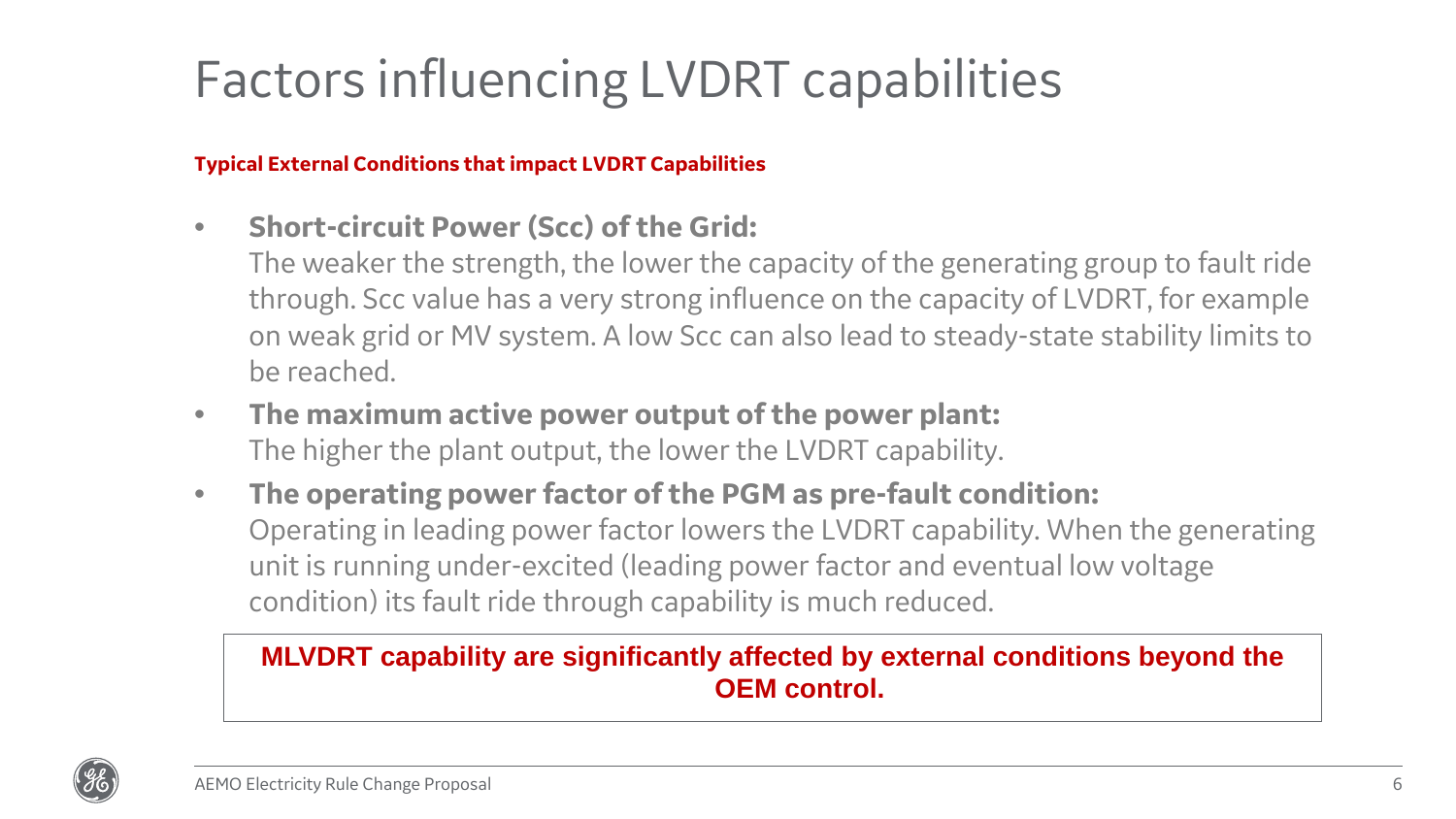# Factors influencing LVDRT capabilities

**Typical External Conditions that impact LVDRT Capabilities**

- **Short-circuit Power (Scc) of the Grid:**
  The weaker the strength, the lower the capacity of the generating group to fault ride through. Scc value has a very strong influence on the capacity of LVDRT, for example on weak grid or MV system. A low Scc can also lead to steady-state stability limits to be reached.
- **The maximum active power output of the power plant:**
  The higher the plant output, the lower the LVDRT capability.
- **The operating power factor of the PGM as pre-fault condition:**
  Operating in leading power factor lowers the LVDRT capability. When the generating unit is running under-excited (leading power factor and eventual low voltage condition) its fault ride through capability is much reduced.

**MLVDRT capability are significantly affected by external conditions beyond the OEM control.**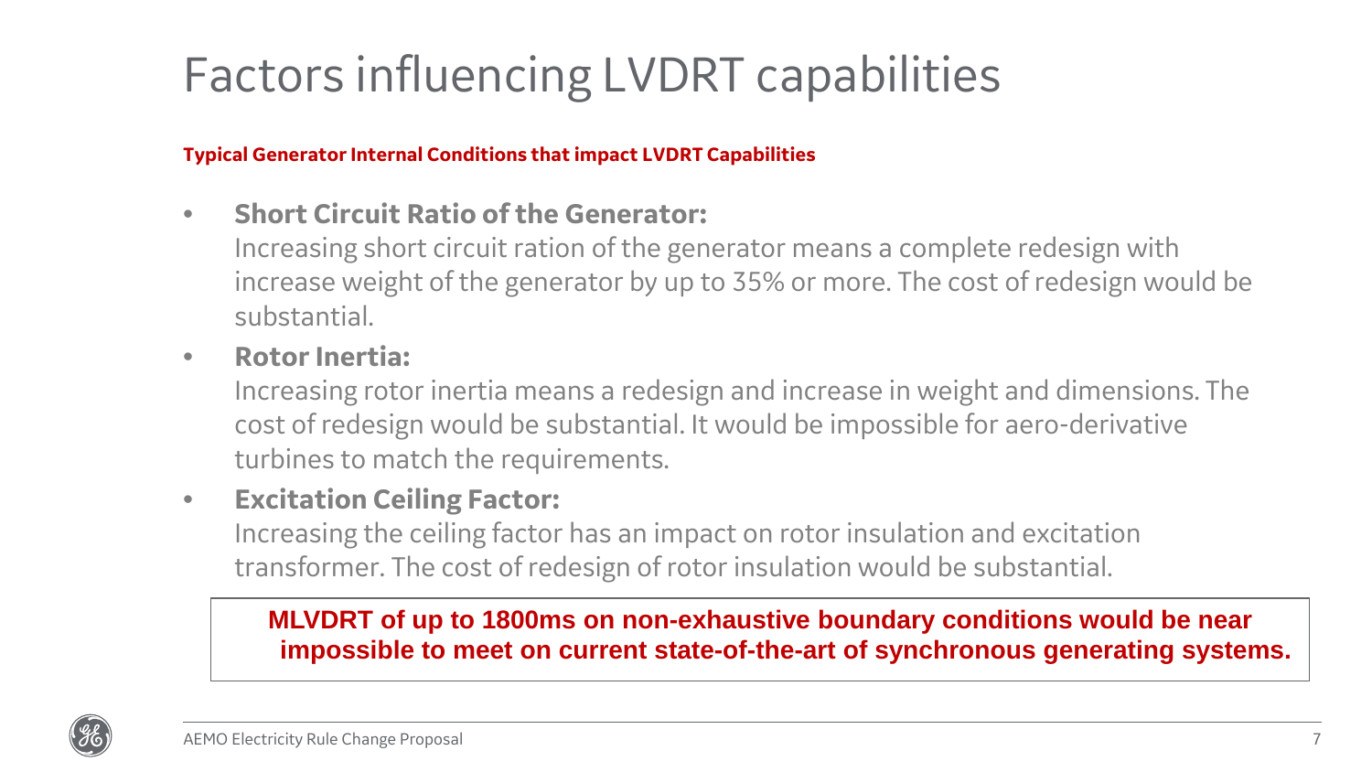# Factors influencing LVDRT capabilities

**Typical Generator Internal Conditions that impact LVDRT Capabilities**

- **Short Circuit Ratio of the Generator:**
  Increasing short circuit ration of the generator means a complete redesign with increase weight of the generator by up to 35% or more. The cost of redesign would be substantial.
- **Rotor Inertia:**
  Increasing rotor inertia means a redesign and increase in weight and dimensions. The cost of redesign would be substantial. It would be impossible for aero-derivative turbines to match the requirements.
- **Excitation Ceiling Factor:**
  Increasing the ceiling factor has an impact on rotor insulation and excitation transformer. The cost of redesign of rotor insulation would be substantial.

**MLVDRT of up to 1800ms on non-exhaustive boundary conditions would be near impossible to meet on current state-of-the-art of synchronous generating systems.**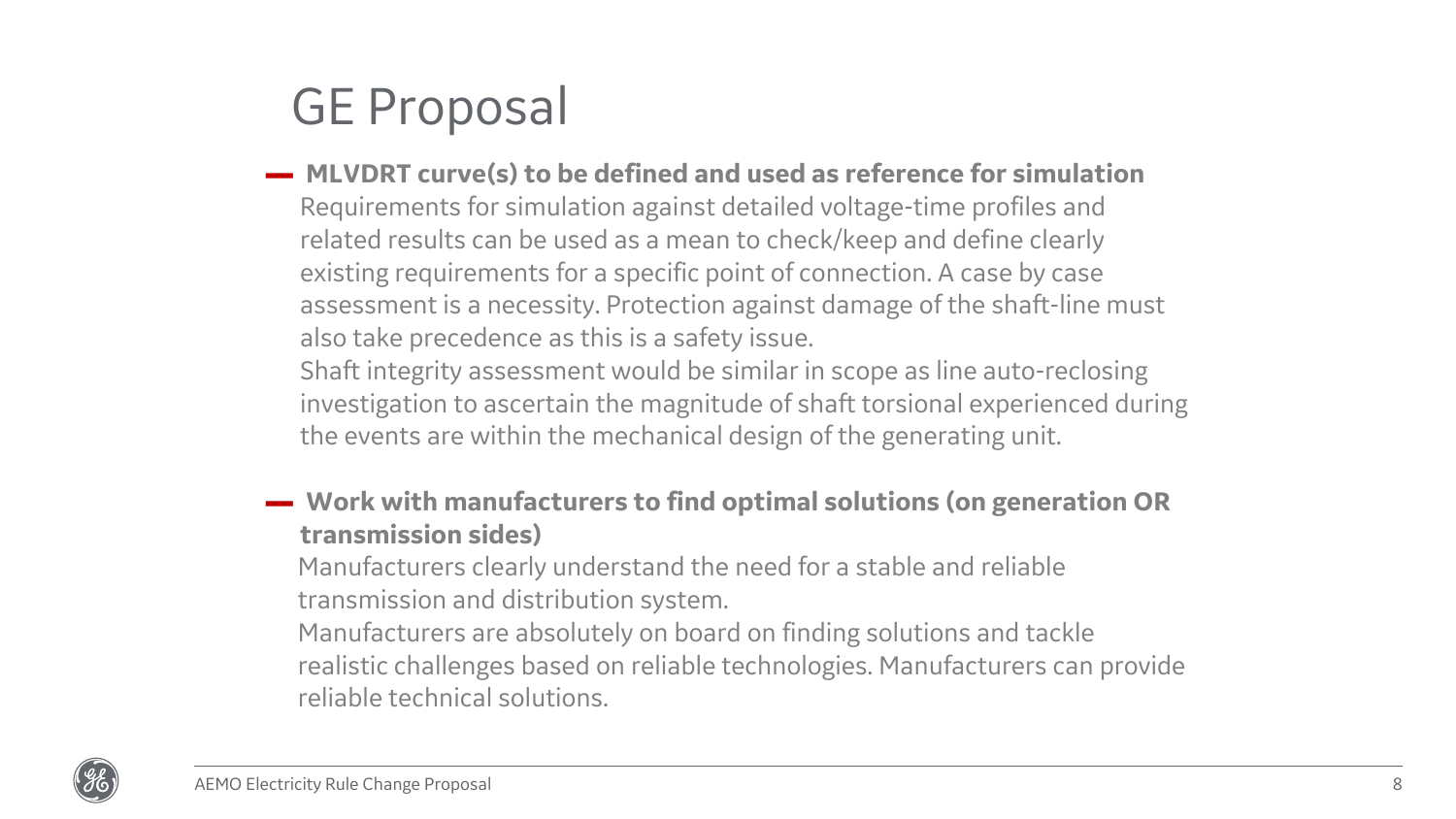# GE Proposal

- **MLVDRT curve(s) to be defined and used as reference for simulation**
  Requirements for simulation against detailed voltage-time profiles and related results can be used as a mean to check/keep and define clearly existing requirements for a specific point of connection. A case by case assessment is a necessity. Protection against damage of the shaft-line must also take precedence as this is a safety issue.
  Shaft integrity assessment would be similar in scope as line auto-reclosing investigation to ascertain the magnitude of shaft torsional experienced during the events are within the mechanical design of the generating unit.

- **Work with manufacturers to find optimal solutions (on generation OR transmission sides)**
  Manufacturers clearly understand the need for a stable and reliable transmission and distribution system.
  Manufacturers are absolutely on board on finding solutions and tackle realistic challenges based on reliable technologies. Manufacturers can provide reliable technical solutions.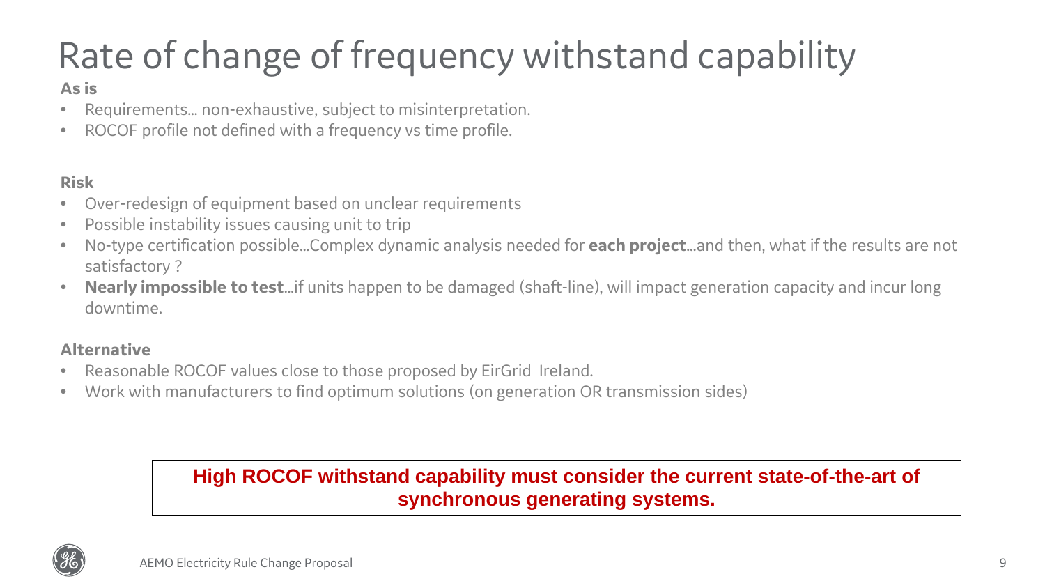# Rate of change of frequency withstand capability

**As is**

- Requirements… non-exhaustive, subject to misinterpretation.
- ROCOF profile not defined with a frequency vs time profile.

**Risk**

- Over-redesign of equipment based on unclear requirements
- Possible instability issues causing unit to trip
- No-type certification possible…Complex dynamic analysis needed for **each project**…and then, what if the results are not satisfactory ?
- **Nearly impossible to test**…if units happen to be damaged (shaft-line), will impact generation capacity and incur long downtime.

**Alternative**

- Reasonable ROCOF values close to those proposed by EirGrid Ireland.
- Work with manufacturers to find optimum solutions (on generation OR transmission sides)

**High ROCOF withstand capability must consider the current state-of-the-art of synchronous generating systems.**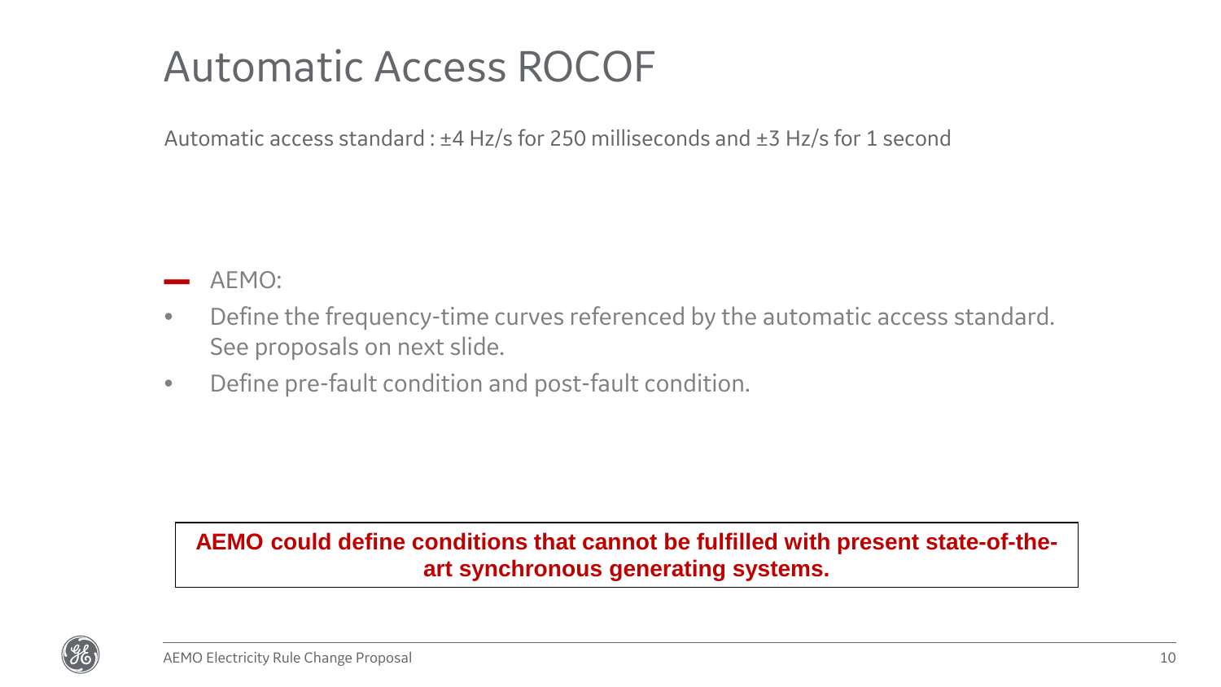# Automatic Access ROCOF

Automatic access standard : ±4 Hz/s for 250 milliseconds and ±3 Hz/s for 1 second

- AEMO:
  - Define the frequency-time curves referenced by the automatic access standard. See proposals on next slide.
  - Define pre-fault condition and post-fault condition.

**AEMO could define conditions that cannot be fulfilled with present state-of-the-art synchronous generating systems.**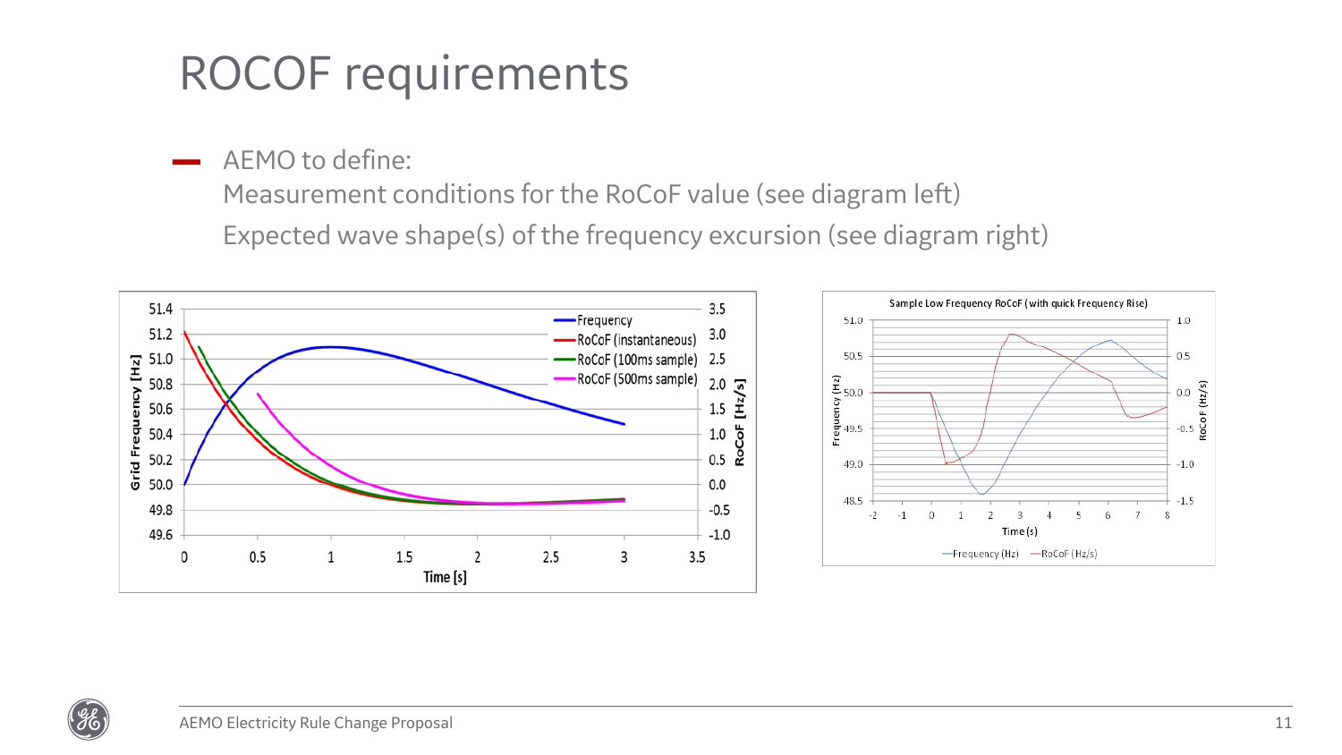# ROCOF requirements

- AEMO to define:
  Measurement conditions for the RoCoF value (see diagram left)
  Expected wave shape(s) of the frequency excursion (see diagram right)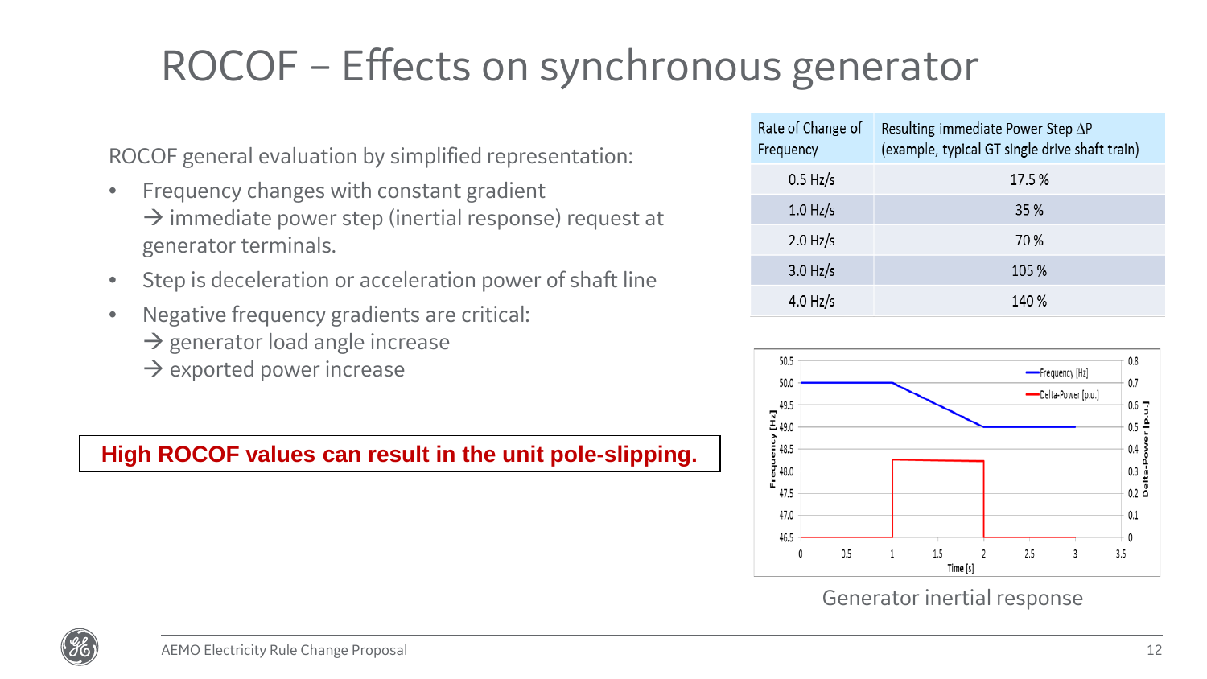# ROCOF – Effects on synchronous generator

ROCOF general evaluation by simplified representation:

- Frequency changes with constant gradient
  → immediate power step (inertial response) request at generator terminals.
- Step is deceleration or acceleration power of shaft line
- Negative frequency gradients are critical:
  → generator load angle increase
  → exported power increase

**High ROCOF values can result in the unit pole-slipping.**

| Rate of Change of Frequency | Resulting immediate Power Step $\Delta P$ (example, typical GT single drive shaft train) |
| --- | --- |
| 0.5 Hz/s | 17.5 % |
| 1.0 Hz/s | 35 % |
| 2.0 Hz/s | 70 % |
| 3.0 Hz/s | 105 % |
| 4.0 Hz/s | 140 % |

Generator inertial response

AEMO Electricity Rule Change Proposal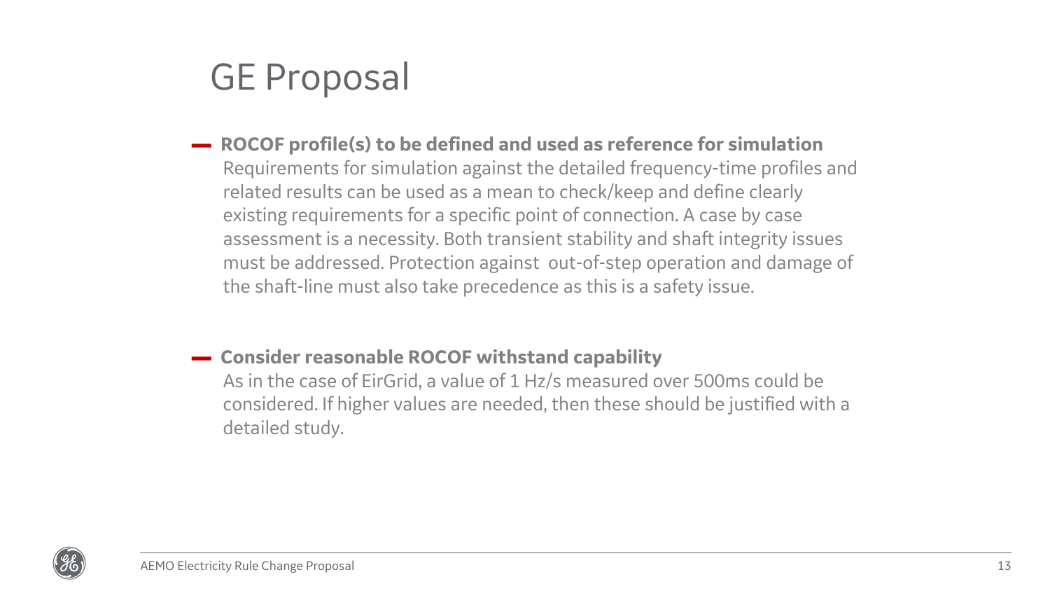# GE Proposal

- **ROCOF profile(s) to be defined and used as reference for simulation**
  Requirements for simulation against the detailed frequency-time profiles and related results can be used as a mean to check/keep and define clearly existing requirements for a specific point of connection. A case by case assessment is a necessity. Both transient stability and shaft integrity issues must be addressed. Protection against out-of-step operation and damage of the shaft-line must also take precedence as this is a safety issue.

- **Consider reasonable ROCOF withstand capability**
  As in the case of EirGrid, a value of 1 Hz/s measured over 500ms could be considered. If higher values are needed, then these should be justified with a detailed study.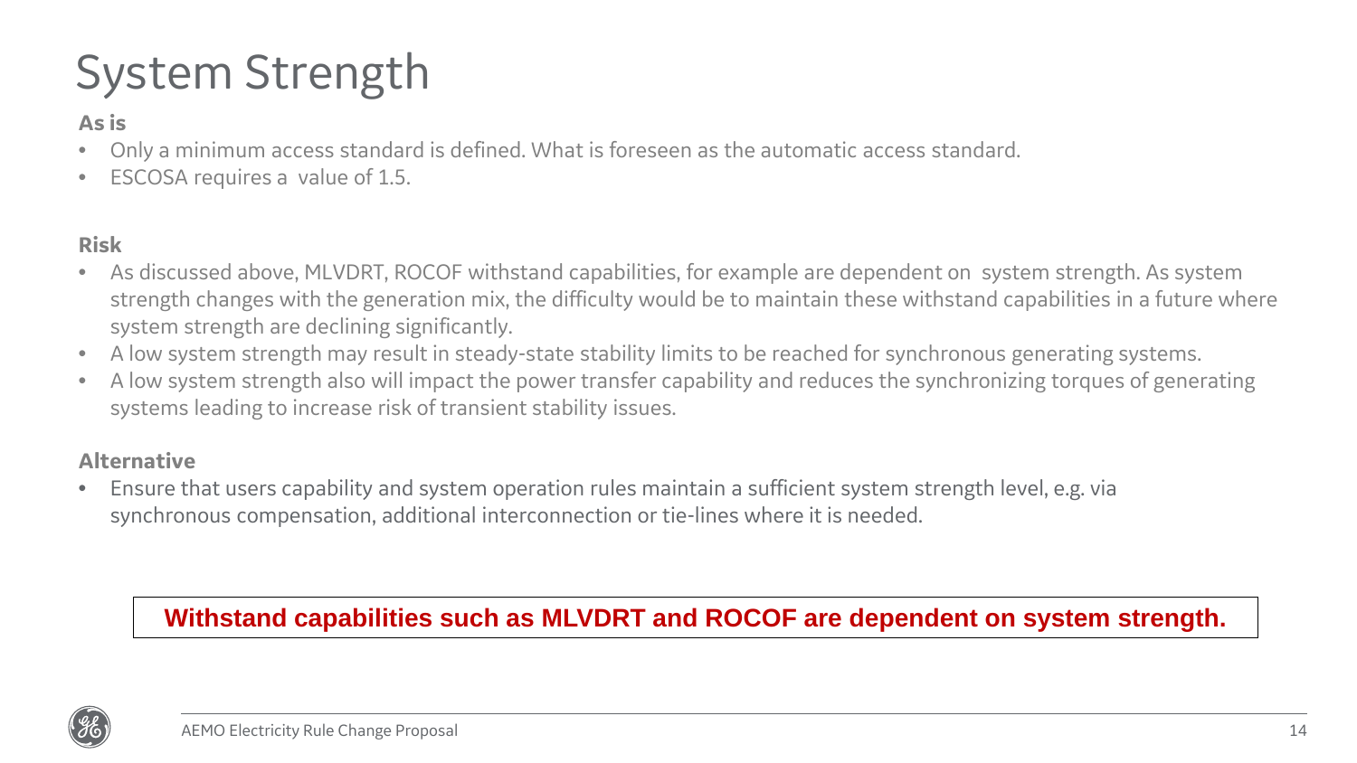# System Strength

**As is**

- Only a minimum access standard is defined. What is foreseen as the automatic access standard.
- ESCOSA requires a  value of 1.5.

**Risk**

- As discussed above, MLVDRT, ROCOF withstand capabilities, for example are dependent on  system strength. As system strength changes with the generation mix, the difficulty would be to maintain these withstand capabilities in a future where system strength are declining significantly.
- A low system strength may result in steady-state stability limits to be reached for synchronous generating systems.
- A low system strength also will impact the power transfer capability and reduces the synchronizing torques of generating systems leading to increase risk of transient stability issues.

**Alternative**

- Ensure that users capability and system operation rules maintain a sufficient system strength level, e.g. via synchronous compensation, additional interconnection or tie-lines where it is needed.

**Withstand capabilities such as MLVDRT and ROCOF are dependent on system strength.**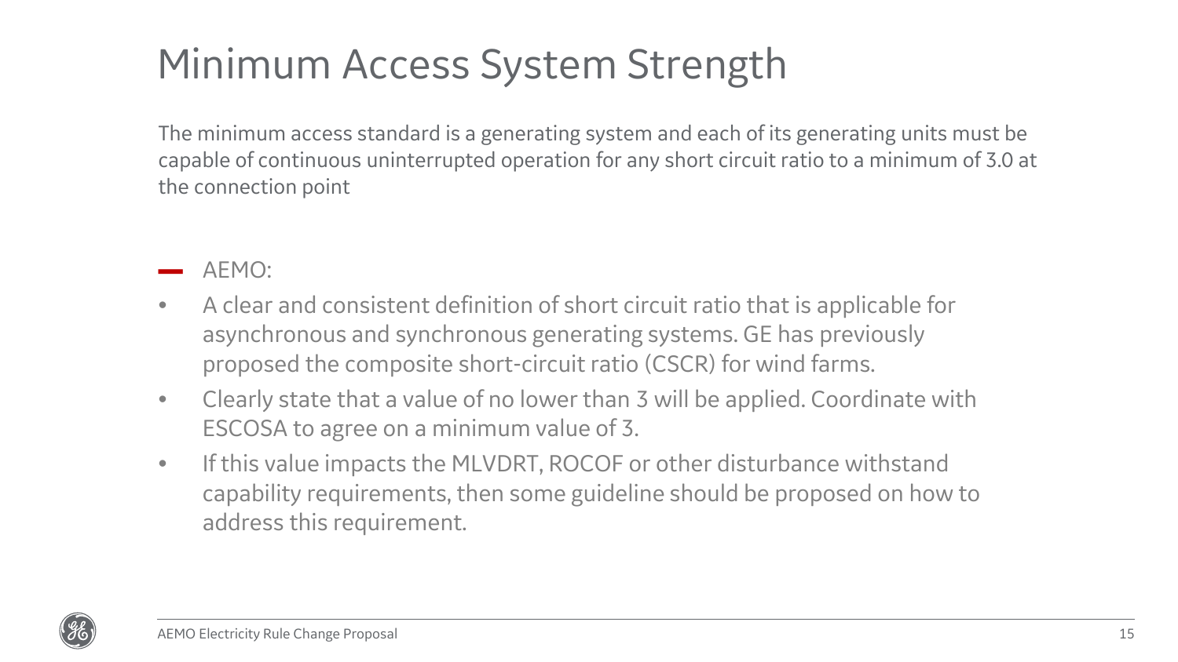# Minimum Access System Strength

The minimum access standard is a generating system and each of its generating units must be capable of continuous uninterrupted operation for any short circuit ratio to a minimum of 3.0 at the connection point

- AEMO:
  - A clear and consistent definition of short circuit ratio that is applicable for asynchronous and synchronous generating systems. GE has previously proposed the composite short-circuit ratio (CSCR) for wind farms.
  - Clearly state that a value of no lower than 3 will be applied. Coordinate with ESCOSA to agree on a minimum value of 3.
  - If this value impacts the MLVDRT, ROCOF or other disturbance withstand capability requirements, then some guideline should be proposed on how to address this requirement.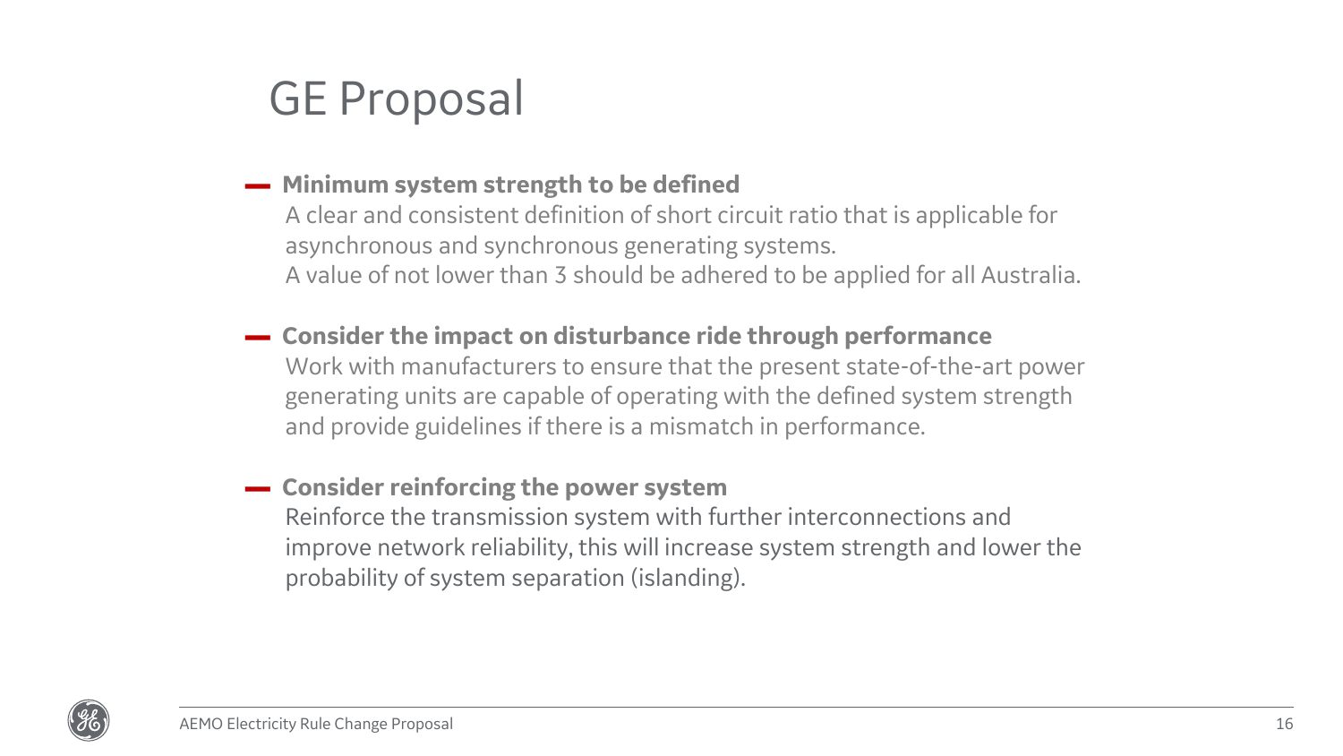# GE Proposal

- **Minimum system strength to be defined**
  A clear and consistent definition of short circuit ratio that is applicable for asynchronous and synchronous generating systems.
  A value of not lower than 3 should be adhered to be applied for all Australia.

- **Consider the impact on disturbance ride through performance**
  Work with manufacturers to ensure that the present state-of-the-art power generating units are capable of operating with the defined system strength and provide guidelines if there is a mismatch in performance.

- **Consider reinforcing the power system**
  Reinforce the transmission system with further interconnections and improve network reliability, this will increase system strength and lower the probability of system separation (islanding).